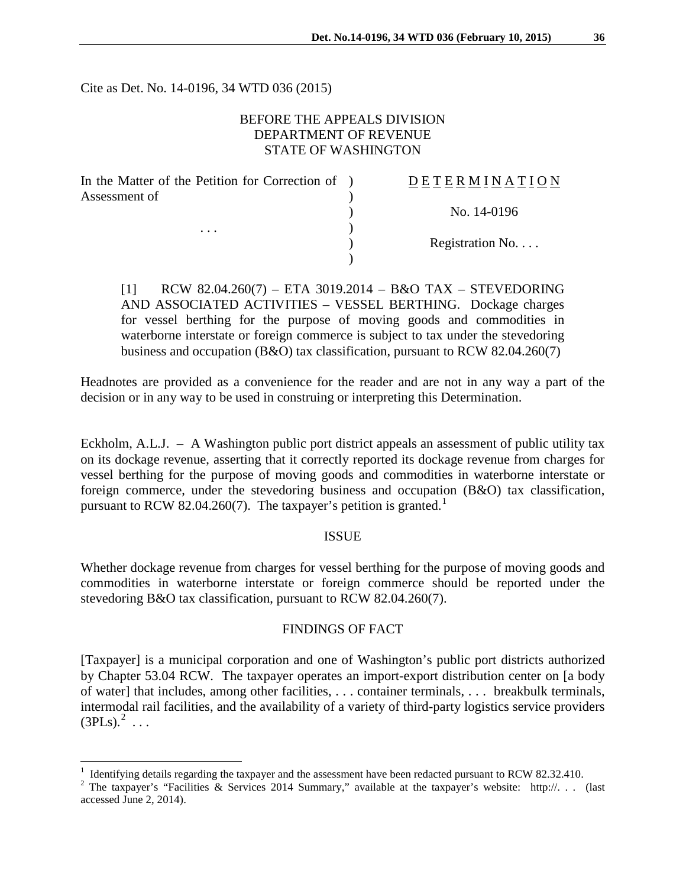Cite as Det. No. 14-0196, 34 WTD 036 (2015)

BEFORE THE APPEALS DIVISION
DEPARTMENT OF REVENUE
STATE OF WASHINGTON

| | | |
|---|---|---|
| In the Matter of the Petition for Correction of Assessment of | ) | D E T E R M I N A T I O N |
| | ) | |
| | ) | No. 14-0196 |
| . . . | ) | |
| | ) | Registration No. . . . |
| | ) | |

[1] RCW 82.04.260(7) – ETA 3019.2014 – B&O TAX – STEVEDORING AND ASSOCIATED ACTIVITIES – VESSEL BERTHING. Dockage charges for vessel berthing for the purpose of moving goods and commodities in waterborne interstate or foreign commerce is subject to tax under the stevedoring business and occupation (B&O) tax classification, pursuant to RCW 82.04.260(7)

Headnotes are provided as a convenience for the reader and are not in any way a part of the decision or in any way to be used in construing or interpreting this Determination.

Eckholm, A.L.J. – A Washington public port district appeals an assessment of public utility tax on its dockage revenue, asserting that it correctly reported its dockage revenue from charges for vessel berthing for the purpose of moving goods and commodities in waterborne interstate or foreign commerce, under the stevedoring business and occupation (B&O) tax classification, pursuant to RCW 82.04.260(7). The taxpayer's petition is granted.[1]

## ISSUE

Whether dockage revenue from charges for vessel berthing for the purpose of moving goods and commodities in waterborne interstate or foreign commerce should be reported under the stevedoring B&O tax classification, pursuant to RCW 82.04.260(7).

## FINDINGS OF FACT

[Taxpayer] is a municipal corporation and one of Washington's public port districts authorized by Chapter 53.04 RCW. The taxpayer operates an import-export distribution center on [a body of water] that includes, among other facilities, . . . container terminals, . . . breakbulk terminals, intermodal rail facilities, and the availability of a variety of third-party logistics service providers (3PLs).[2] . . .

[1] Identifying details regarding the taxpayer and the assessment have been redacted pursuant to RCW 82.32.410.

[2] The taxpayer's "Facilities & Services 2014 Summary," available at the taxpayer's website: http://. . . (last accessed June 2, 2014).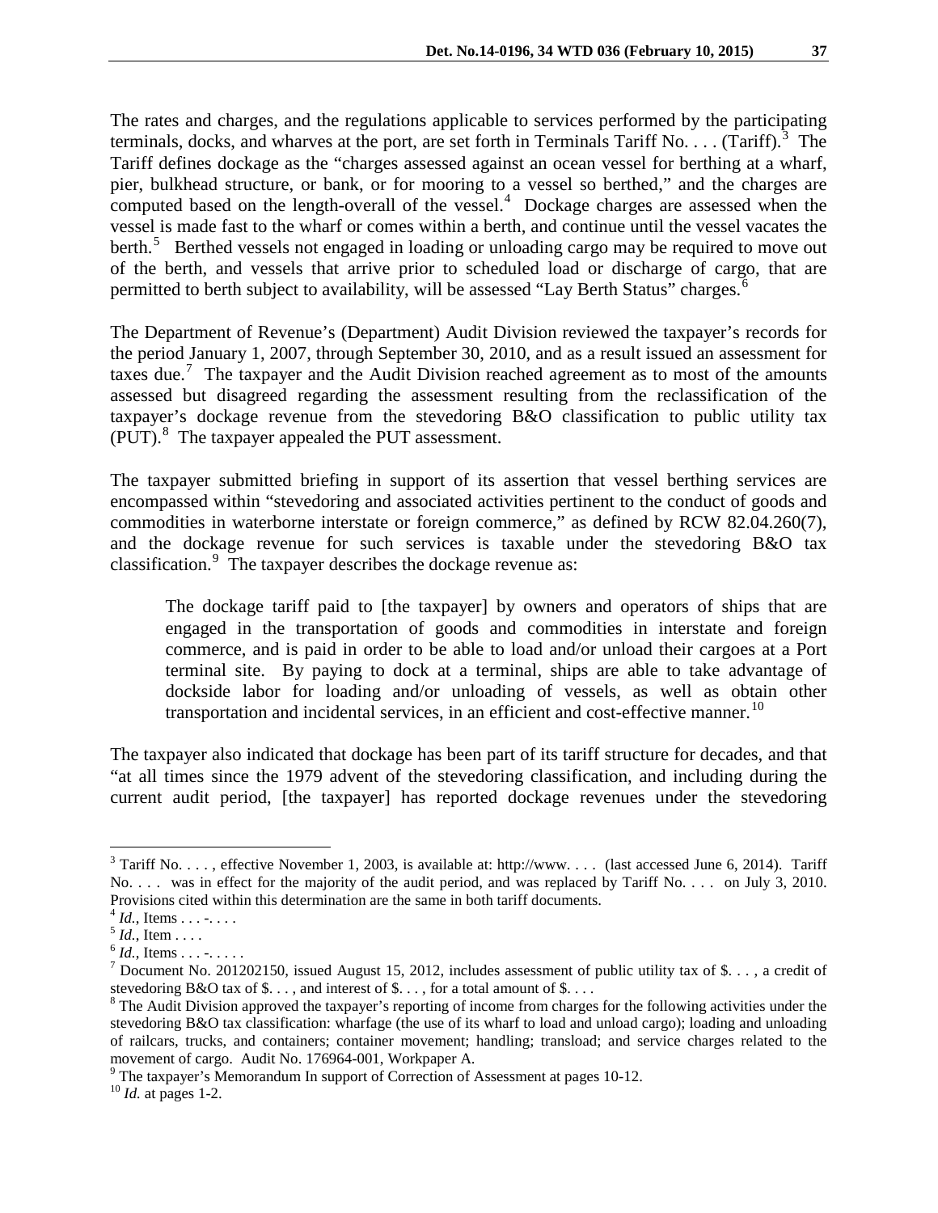The rates and charges, and the regulations applicable to services performed by the participating terminals, docks, and wharves at the port, are set forth in Terminals Tariff No. . . . (Tariff).[3] The Tariff defines dockage as the "charges assessed against an ocean vessel for berthing at a wharf, pier, bulkhead structure, or bank, or for mooring to a vessel so berthed," and the charges are computed based on the length-overall of the vessel.[4] Dockage charges are assessed when the vessel is made fast to the wharf or comes within a berth, and continue until the vessel vacates the berth.[5] Berthed vessels not engaged in loading or unloading cargo may be required to move out of the berth, and vessels that arrive prior to scheduled load or discharge of cargo, that are permitted to berth subject to availability, will be assessed "Lay Berth Status" charges.[6]

The Department of Revenue's (Department) Audit Division reviewed the taxpayer's records for the period January 1, 2007, through September 30, 2010, and as a result issued an assessment for taxes due.[7] The taxpayer and the Audit Division reached agreement as to most of the amounts assessed but disagreed regarding the assessment resulting from the reclassification of the taxpayer's dockage revenue from the stevedoring B&O classification to public utility tax (PUT).[8] The taxpayer appealed the PUT assessment.

The taxpayer submitted briefing in support of its assertion that vessel berthing services are encompassed within "stevedoring and associated activities pertinent to the conduct of goods and commodities in waterborne interstate or foreign commerce," as defined by RCW 82.04.260(7), and the dockage revenue for such services is taxable under the stevedoring B&O tax classification.[9] The taxpayer describes the dockage revenue as:

> The dockage tariff paid to [the taxpayer] by owners and operators of ships that are engaged in the transportation of goods and commodities in interstate and foreign commerce, and is paid in order to be able to load and/or unload their cargoes at a Port terminal site. By paying to dock at a terminal, ships are able to take advantage of dockside labor for loading and/or unloading of vessels, as well as obtain other transportation and incidental services, in an efficient and cost-effective manner.[10]

The taxpayer also indicated that dockage has been part of its tariff structure for decades, and that "at all times since the 1979 advent of the stevedoring classification, and including during the current audit period, [the taxpayer] has reported dockage revenues under the stevedoring

---

[3] Tariff No. . . . , effective November 1, 2003, is available at: http://www. . . . (last accessed June 6, 2014). Tariff No. . . . was in effect for the majority of the audit period, and was replaced by Tariff No. . . . on July 3, 2010. Provisions cited within this determination are the same in both tariff documents.

[4] *Id.*, Items . . . -. . . .

[5] *Id.*, Item . . . .

[6] *Id.*, Items . . . -. . . . .

[7] Document No. 201202150, issued August 15, 2012, includes assessment of public utility tax of $. . . , a credit of stevedoring B&O tax of $. . . , and interest of $. . . , for a total amount of $. . . .

[8] The Audit Division approved the taxpayer's reporting of income from charges for the following activities under the stevedoring B&O tax classification: wharfage (the use of its wharf to load and unload cargo); loading and unloading of railcars, trucks, and containers; container movement; handling; transload; and service charges related to the movement of cargo. Audit No. 176964-001, Workpaper A.

[9] The taxpayer's Memorandum In support of Correction of Assessment at pages 10-12.

[10] *Id.* at pages 1-2.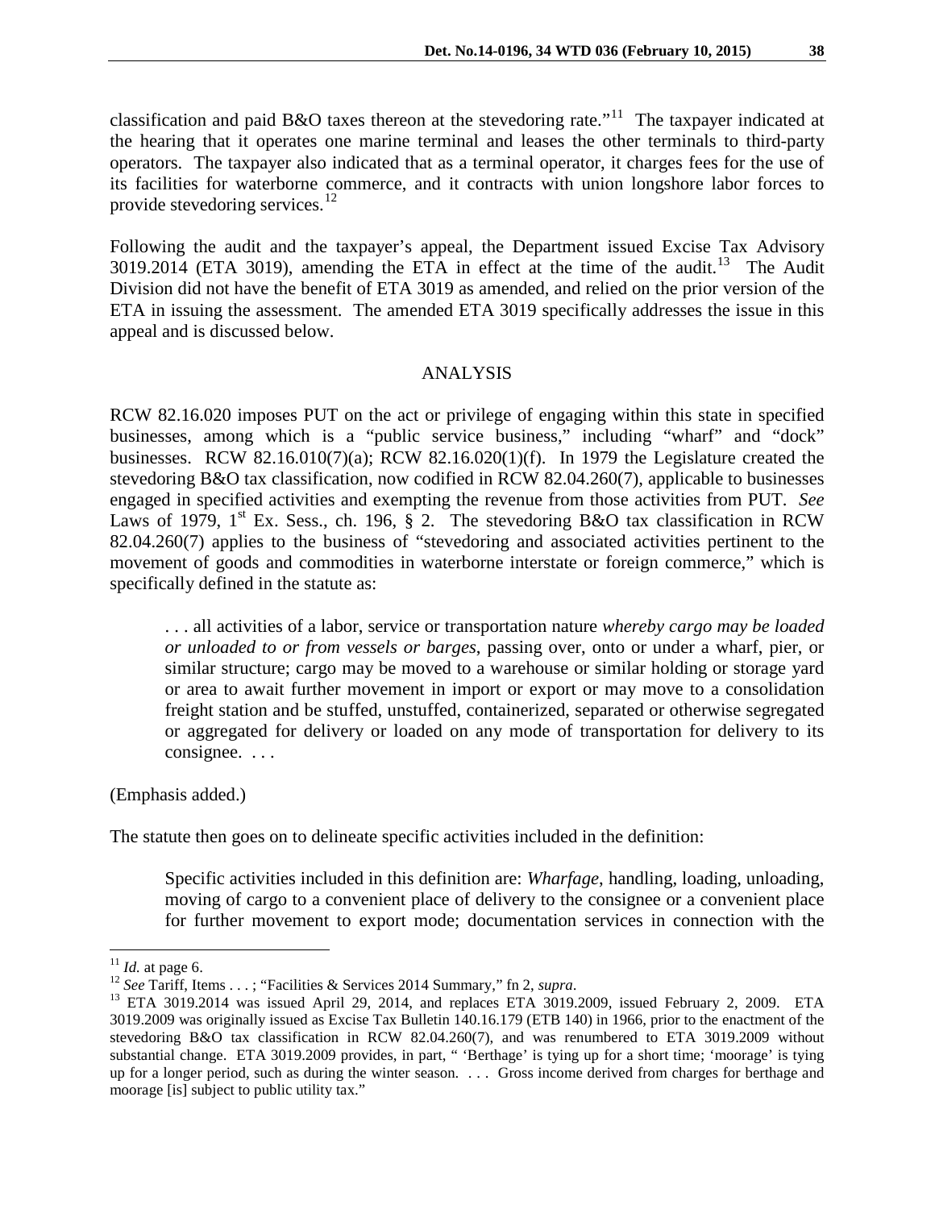classification and paid B&O taxes thereon at the stevedoring rate."[11] The taxpayer indicated at the hearing that it operates one marine terminal and leases the other terminals to third-party operators. The taxpayer also indicated that as a terminal operator, it charges fees for the use of its facilities for waterborne commerce, and it contracts with union longshore labor forces to provide stevedoring services.[12]

Following the audit and the taxpayer's appeal, the Department issued Excise Tax Advisory 3019.2014 (ETA 3019), amending the ETA in effect at the time of the audit.[13] The Audit Division did not have the benefit of ETA 3019 as amended, and relied on the prior version of the ETA in issuing the assessment. The amended ETA 3019 specifically addresses the issue in this appeal and is discussed below.

## ANALYSIS

RCW 82.16.020 imposes PUT on the act or privilege of engaging within this state in specified businesses, among which is a "public service business," including "wharf" and "dock" businesses. RCW 82.16.010(7)(a); RCW 82.16.020(1)(f). In 1979 the Legislature created the stevedoring B&O tax classification, now codified in RCW 82.04.260(7), applicable to businesses engaged in specified activities and exempting the revenue from those activities from PUT. *See* Laws of 1979, 1st Ex. Sess., ch. 196, § 2. The stevedoring B&O tax classification in RCW 82.04.260(7) applies to the business of "stevedoring and associated activities pertinent to the movement of goods and commodities in waterborne interstate or foreign commerce," which is specifically defined in the statute as:

> . . . all activities of a labor, service or transportation nature *whereby cargo may be loaded or unloaded to or from vessels or barges*, passing over, onto or under a wharf, pier, or similar structure; cargo may be moved to a warehouse or similar holding or storage yard or area to await further movement in import or export or may move to a consolidation freight station and be stuffed, unstuffed, containerized, separated or otherwise segregated or aggregated for delivery or loaded on any mode of transportation for delivery to its consignee. . . .

(Emphasis added.)

The statute then goes on to delineate specific activities included in the definition:

> Specific activities included in this definition are: *Wharfage*, handling, loading, unloading, moving of cargo to a convenient place of delivery to the consignee or a convenient place for further movement to export mode; documentation services in connection with the

---

[11] *Id.* at page 6.

[12] *See* Tariff, Items . . . ; "Facilities & Services 2014 Summary," fn 2, *supra*.

[13] ETA 3019.2014 was issued April 29, 2014, and replaces ETA 3019.2009, issued February 2, 2009. ETA 3019.2009 was originally issued as Excise Tax Bulletin 140.16.179 (ETB 140) in 1966, prior to the enactment of the stevedoring B&O tax classification in RCW 82.04.260(7), and was renumbered to ETA 3019.2009 without substantial change. ETA 3019.2009 provides, in part, " 'Berthage' is tying up for a short time; 'moorage' is tying up for a longer period, such as during the winter season. . . . Gross income derived from charges for berthage and moorage [is] subject to public utility tax."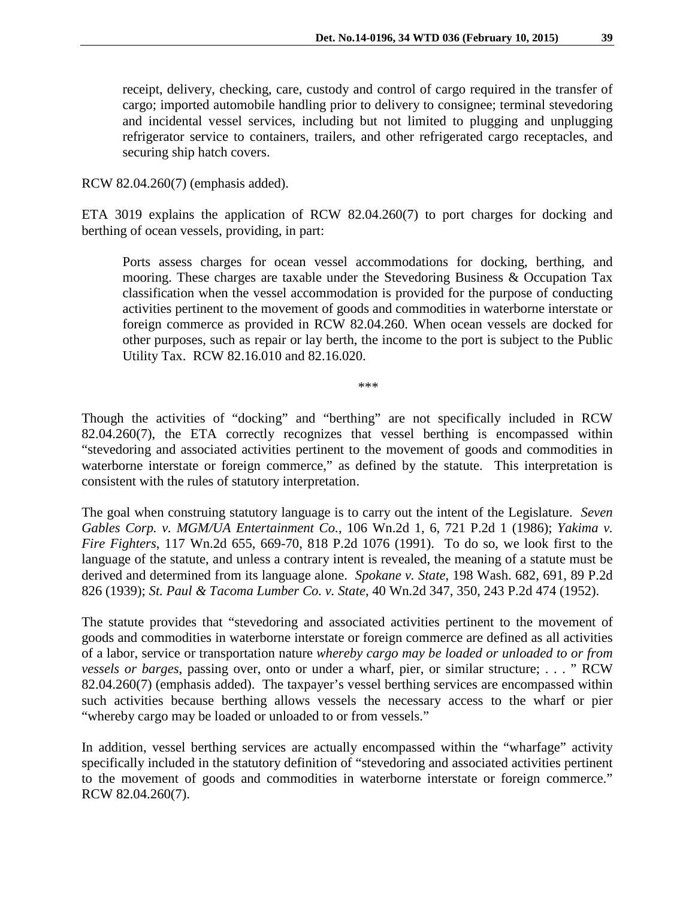> receipt, delivery, checking, care, custody and control of cargo required in the transfer of cargo; imported automobile handling prior to delivery to consignee; terminal stevedoring and incidental vessel services, including but not limited to plugging and unplugging refrigerator service to containers, trailers, and other refrigerated cargo receptacles, and securing ship hatch covers.

RCW 82.04.260(7) (emphasis added).

ETA 3019 explains the application of RCW 82.04.260(7) to port charges for docking and berthing of ocean vessels, providing, in part:

> Ports assess charges for ocean vessel accommodations for docking, berthing, and mooring. These charges are taxable under the Stevedoring Business & Occupation Tax classification when the vessel accommodation is provided for the purpose of conducting activities pertinent to the movement of goods and commodities in waterborne interstate or foreign commerce as provided in RCW 82.04.260. When ocean vessels are docked for other purposes, such as repair or lay berth, the income to the port is subject to the Public Utility Tax. RCW 82.16.010 and 82.16.020.

\*\*\*

Though the activities of "docking" and "berthing" are not specifically included in RCW 82.04.260(7), the ETA correctly recognizes that vessel berthing is encompassed within "stevedoring and associated activities pertinent to the movement of goods and commodities in waterborne interstate or foreign commerce," as defined by the statute. This interpretation is consistent with the rules of statutory interpretation.

The goal when construing statutory language is to carry out the intent of the Legislature. *Seven Gables Corp. v. MGM/UA Entertainment Co.*, 106 Wn.2d 1, 6, 721 P.2d 1 (1986); *Yakima v. Fire Fighters*, 117 Wn.2d 655, 669-70, 818 P.2d 1076 (1991). To do so, we look first to the language of the statute, and unless a contrary intent is revealed, the meaning of a statute must be derived and determined from its language alone. *Spokane v. State*, 198 Wash. 682, 691, 89 P.2d 826 (1939); *St. Paul & Tacoma Lumber Co. v. State*, 40 Wn.2d 347, 350, 243 P.2d 474 (1952).

The statute provides that "stevedoring and associated activities pertinent to the movement of goods and commodities in waterborne interstate or foreign commerce are defined as all activities of a labor, service or transportation nature *whereby cargo may be loaded or unloaded to or from vessels or barges*, passing over, onto or under a wharf, pier, or similar structure; . . . " RCW 82.04.260(7) (emphasis added). The taxpayer's vessel berthing services are encompassed within such activities because berthing allows vessels the necessary access to the wharf or pier "whereby cargo may be loaded or unloaded to or from vessels."

In addition, vessel berthing services are actually encompassed within the "wharfage" activity specifically included in the statutory definition of "stevedoring and associated activities pertinent to the movement of goods and commodities in waterborne interstate or foreign commerce." RCW 82.04.260(7).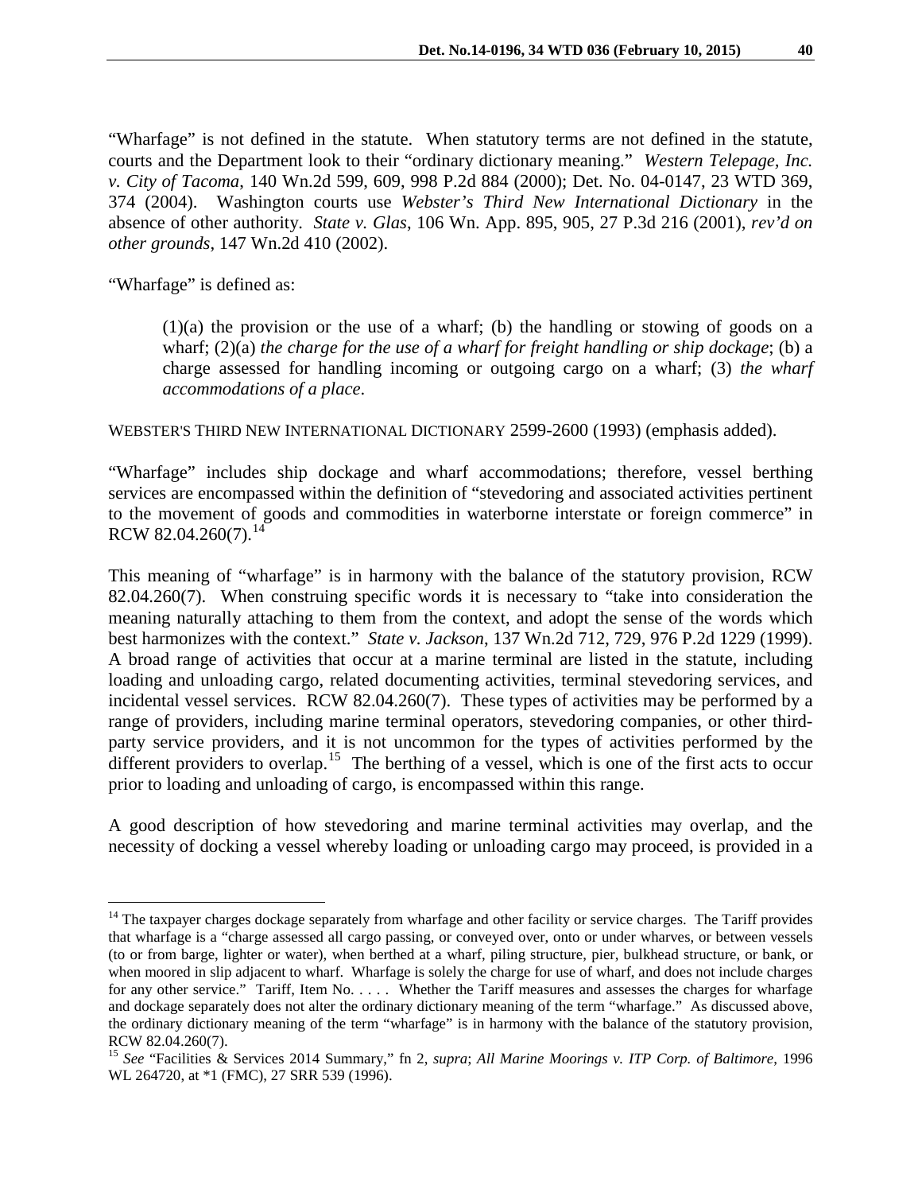"Wharfage" is not defined in the statute. When statutory terms are not defined in the statute, courts and the Department look to their "ordinary dictionary meaning." *Western Telepage, Inc. v. City of Tacoma*, 140 Wn.2d 599, 609, 998 P.2d 884 (2000); Det. No. 04-0147, 23 WTD 369, 374 (2004). Washington courts use *Webster's Third New International Dictionary* in the absence of other authority. *State v. Glas*, 106 Wn. App. 895, 905, 27 P.3d 216 (2001), *rev'd on other grounds*, 147 Wn.2d 410 (2002).

"Wharfage" is defined as:

> (1)(a) the provision or the use of a wharf; (b) the handling or stowing of goods on a wharf; (2)(a) *the charge for the use of a wharf for freight handling or ship dockage*; (b) a charge assessed for handling incoming or outgoing cargo on a wharf; (3) *the wharf accommodations of a place*.

WEBSTER'S THIRD NEW INTERNATIONAL DICTIONARY 2599-2600 (1993) (emphasis added).

"Wharfage" includes ship dockage and wharf accommodations; therefore, vessel berthing services are encompassed within the definition of "stevedoring and associated activities pertinent to the movement of goods and commodities in waterborne interstate or foreign commerce" in RCW 82.04.260(7).[14]

This meaning of "wharfage" is in harmony with the balance of the statutory provision, RCW 82.04.260(7). When construing specific words it is necessary to "take into consideration the meaning naturally attaching to them from the context, and adopt the sense of the words which best harmonizes with the context." *State v. Jackson*, 137 Wn.2d 712, 729, 976 P.2d 1229 (1999). A broad range of activities that occur at a marine terminal are listed in the statute, including loading and unloading cargo, related documenting activities, terminal stevedoring services, and incidental vessel services. RCW 82.04.260(7). These types of activities may be performed by a range of providers, including marine terminal operators, stevedoring companies, or other third-party service providers, and it is not uncommon for the types of activities performed by the different providers to overlap.[15] The berthing of a vessel, which is one of the first acts to occur prior to loading and unloading of cargo, is encompassed within this range.

A good description of how stevedoring and marine terminal activities may overlap, and the necessity of docking a vessel whereby loading or unloading cargo may proceed, is provided in a

---

[14] The taxpayer charges dockage separately from wharfage and other facility or service charges. The Tariff provides that wharfage is a "charge assessed all cargo passing, or conveyed over, onto or under wharves, or between vessels (to or from barge, lighter or water), when berthed at a wharf, piling structure, pier, bulkhead structure, or bank, or when moored in slip adjacent to wharf. Wharfage is solely the charge for use of wharf, and does not include charges for any other service." Tariff, Item No. . . . . Whether the Tariff measures and assesses the charges for wharfage and dockage separately does not alter the ordinary dictionary meaning of the term "wharfage." As discussed above, the ordinary dictionary meaning of the term "wharfage" is in harmony with the balance of the statutory provision, RCW 82.04.260(7).

[15] *See* "Facilities & Services 2014 Summary," fn 2, *supra*; *All Marine Moorings v. ITP Corp. of Baltimore*, 1996 WL 264720, at *1 (FMC), 27 SRR 539 (1996).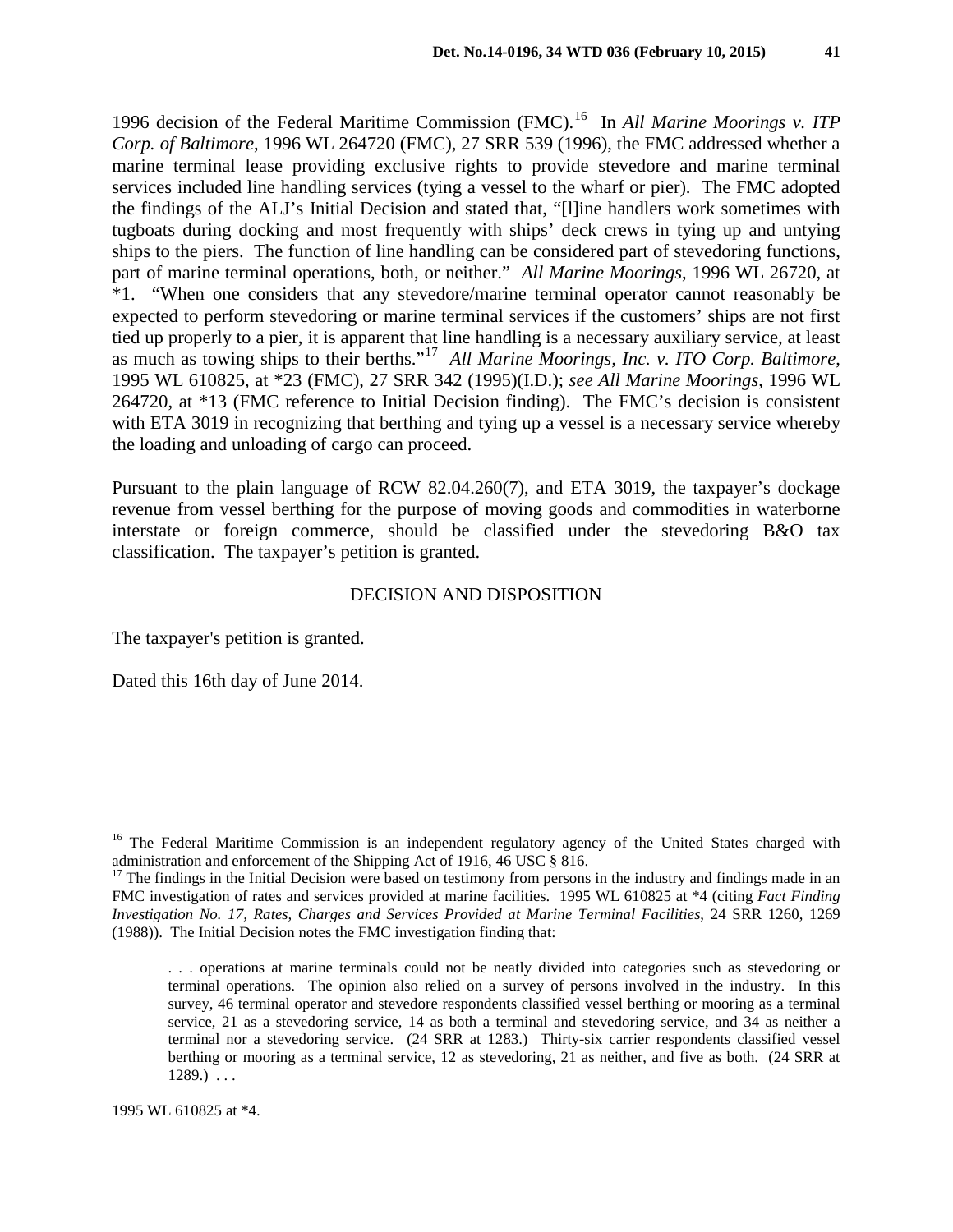1996 decision of the Federal Maritime Commission (FMC).[16] In *All Marine Moorings v. ITP Corp. of Baltimore*, 1996 WL 264720 (FMC), 27 SRR 539 (1996), the FMC addressed whether a marine terminal lease providing exclusive rights to provide stevedore and marine terminal services included line handling services (tying a vessel to the wharf or pier). The FMC adopted the findings of the ALJ's Initial Decision and stated that, "[l]ine handlers work sometimes with tugboats during docking and most frequently with ships' deck crews in tying up and untying ships to the piers. The function of line handling can be considered part of stevedoring functions, part of marine terminal operations, both, or neither." *All Marine Moorings*, 1996 WL 26720, at *1. "When one considers that any stevedore/marine terminal operator cannot reasonably be expected to perform stevedoring or marine terminal services if the customers' ships are not first tied up properly to a pier, it is apparent that line handling is a necessary auxiliary service, at least as much as towing ships to their berths."[17] *All Marine Moorings, Inc. v. ITO Corp. Baltimore*, 1995 WL 610825, at *23 (FMC), 27 SRR 342 (1995)(I.D.); *see All Marine Moorings*, 1996 WL 264720, at *13 (FMC reference to Initial Decision finding). The FMC's decision is consistent with ETA 3019 in recognizing that berthing and tying up a vessel is a necessary service whereby the loading and unloading of cargo can proceed.

Pursuant to the plain language of RCW 82.04.260(7), and ETA 3019, the taxpayer's dockage revenue from vessel berthing for the purpose of moving goods and commodities in waterborne interstate or foreign commerce, should be classified under the stevedoring B&O tax classification. The taxpayer's petition is granted.

## DECISION AND DISPOSITION

The taxpayer's petition is granted.

Dated this 16th day of June 2014.

---

[16] The Federal Maritime Commission is an independent regulatory agency of the United States charged with administration and enforcement of the Shipping Act of 1916, 46 USC § 816.

[17] The findings in the Initial Decision were based on testimony from persons in the industry and findings made in an FMC investigation of rates and services provided at marine facilities. 1995 WL 610825 at *4 (citing *Fact Finding Investigation No. 17, Rates, Charges and Services Provided at Marine Terminal Facilities*, 24 SRR 1260, 1269 (1988)). The Initial Decision notes the FMC investigation finding that:

> . . . operations at marine terminals could not be neatly divided into categories such as stevedoring or terminal operations. The opinion also relied on a survey of persons involved in the industry. In this survey, 46 terminal operator and stevedore respondents classified vessel berthing or mooring as a terminal service, 21 as a stevedoring service, 14 as both a terminal and stevedoring service, and 34 as neither a terminal nor a stevedoring service. (24 SRR at 1283.) Thirty-six carrier respondents classified vessel berthing or mooring as a terminal service, 12 as stevedoring, 21 as neither, and five as both. (24 SRR at 1289.) . . .

1995 WL 610825 at *4.